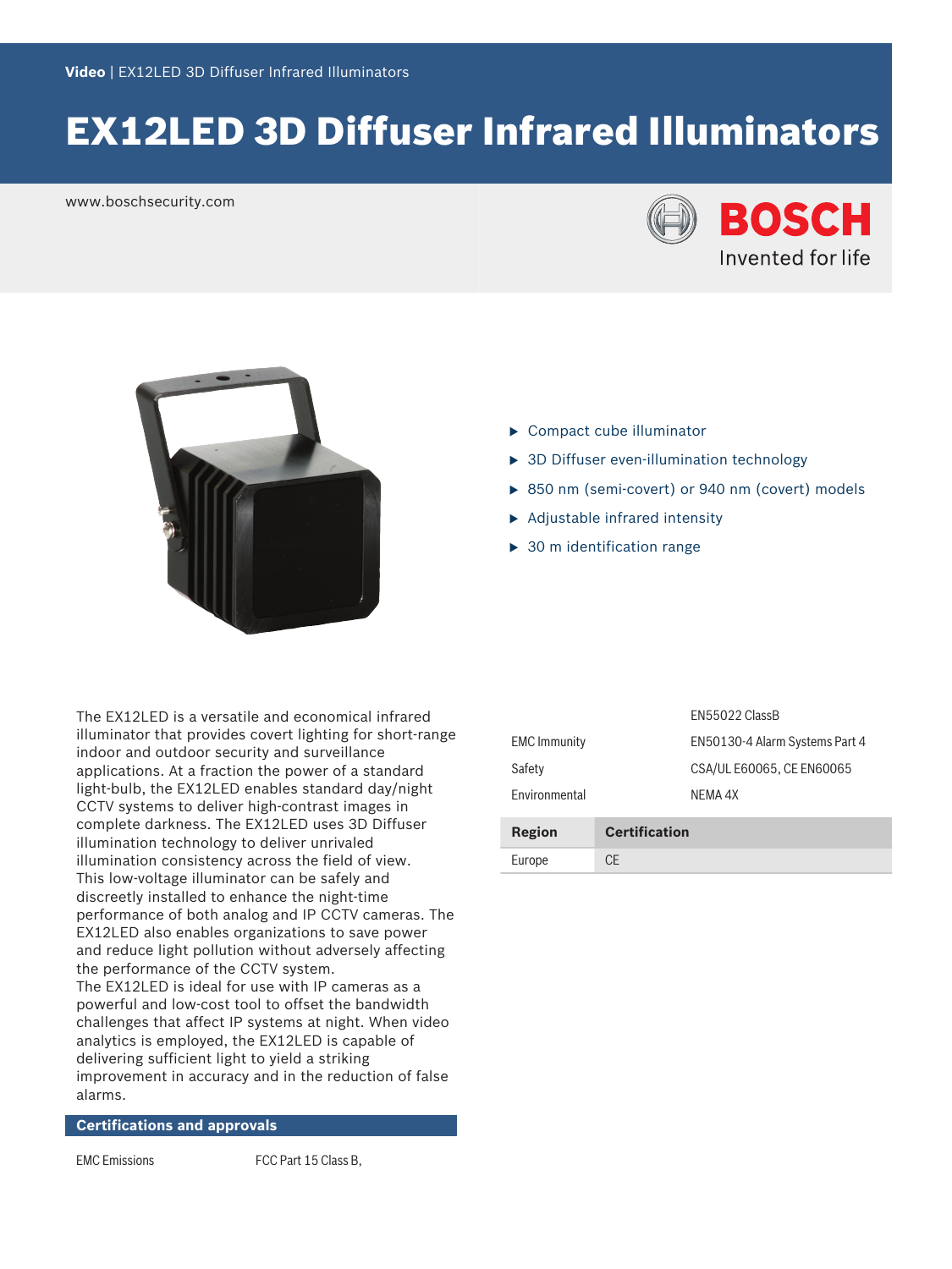Video | EX12LED 3D Diffuser Infrared Illuminators

# EX12LED 3D Diffuser Infrared Illuminators

www.boschsecurity.com

- Compact cube illuminator
- 3D Diffuser even-illumination technology
- 850 nm (semi-covert) or 940 nm (covert) models
- Adjustable infrared intensity
- 30 m identification range

The EX12LED is a versatile and economical infrared illuminator that provides covert lighting for short-range indoor and outdoor security and surveillance applications. At a fraction the power of a standard light-bulb, the EX12LED enables standard day/night CCTV systems to deliver high-contrast images in complete darkness. The EX12LED uses 3D Diffuser illumination technology to deliver unrivaled illumination consistency across the field of view. This low-voltage illuminator can be safely and discreetly installed to enhance the night-time performance of both analog and IP CCTV cameras. The EX12LED also enables organizations to save power and reduce light pollution without adversely affecting the performance of the CCTV system.

The EX12LED is ideal for use with IP cameras as a powerful and low-cost tool to offset the bandwidth challenges that affect IP systems at night. When video analytics is employed, the EX12LED is capable of delivering sufficient light to yield a striking improvement in accuracy and in the reduction of false alarms.

## Certifications and approvals

| | |
|---|---|
| EMC Emissions | FCC Part 15 Class B, EN55022 ClassB |
| EMC Immunity | EN50130-4 Alarm Systems Part 4 |
| Safety | CSA/UL E60065, CE EN60065 |
| Environmental | NEMA 4X |

| Region | Certification |
|---|---|
| Europe | CE |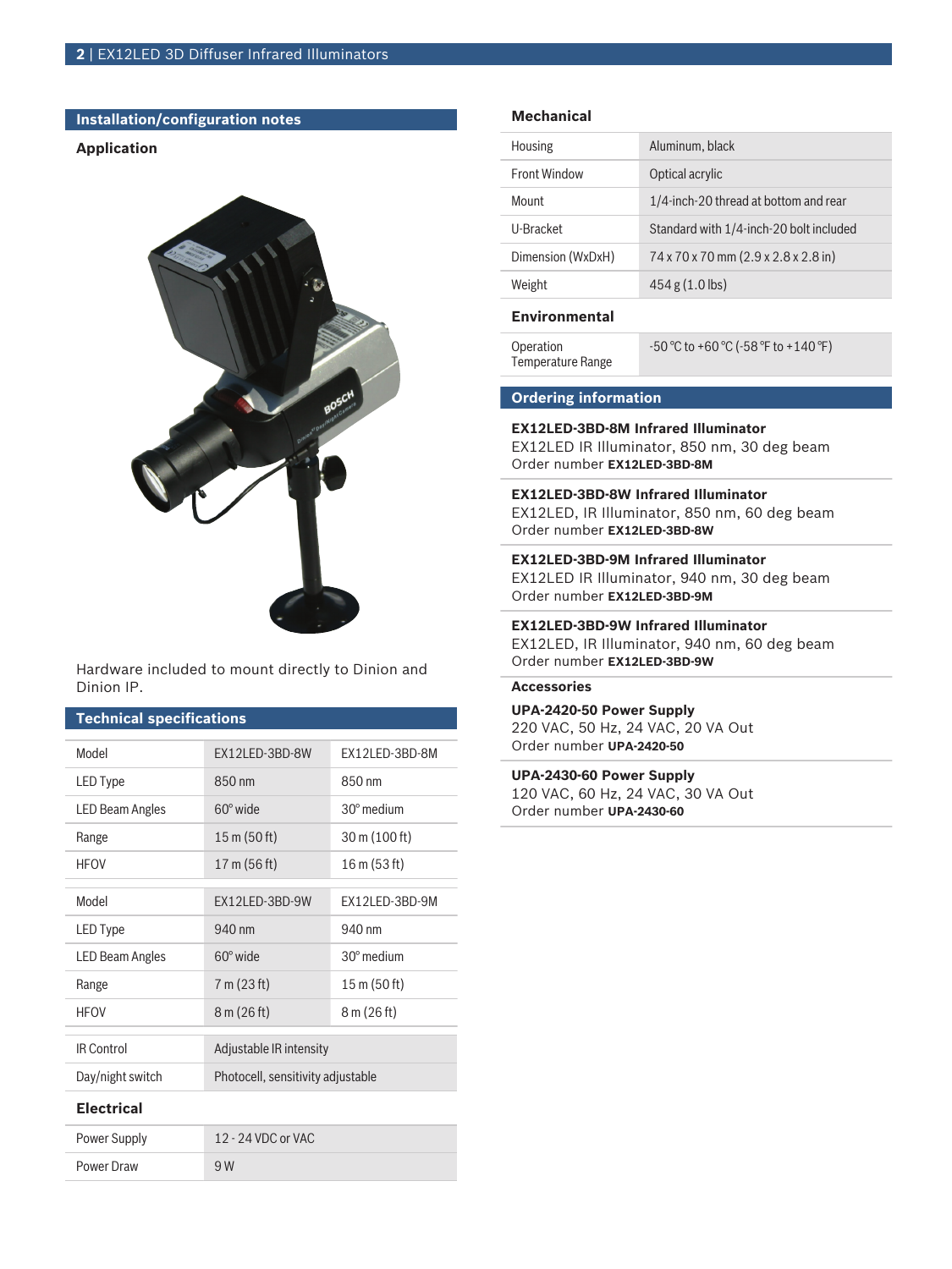## Installation/configuration notes

### Application

Hardware included to mount directly to Dinion and Dinion IP.

## Technical specifications

| Model | EX12LED-3BD-8W | EX12LED-3BD-8M |
|---|---|---|
| LED Type | 850 nm | 850 nm |
| LED Beam Angles | 60° wide | 30° medium |
| Range | 15 m (50 ft) | 30 m (100 ft) |
| HFOV | 17 m (56 ft) | 16 m (53 ft) |

| Model | EX12LED-3BD-9W | EX12LED-3BD-9M |
|---|---|---|
| LED Type | 940 nm | 940 nm |
| LED Beam Angles | 60° wide | 30° medium |
| Range | 7 m (23 ft) | 15 m (50 ft) |
| HFOV | 8 m (26 ft) | 8 m (26 ft) |

| | |
|---|---|
| IR Control | Adjustable IR intensity |
| Day/night switch | Photocell, sensitivity adjustable |

### Electrical

| | |
|---|---|
| Power Supply | 12 - 24 VDC or VAC |
| Power Draw | 9 W |

### Mechanical

| | |
|---|---|
| Housing | Aluminum, black |
| Front Window | Optical acrylic |
| Mount | 1/4-inch-20 thread at bottom and rear |
| U-Bracket | Standard with 1/4-inch-20 bolt included |
| Dimension (WxDxH) | 74 x 70 x 70 mm (2.9 x 2.8 x 2.8 in) |
| Weight | 454 g (1.0 lbs) |

### Environmental

| | |
|---|---|
| Operation Temperature Range | -50 °C to +60 °C (-58 °F to +140 °F) |

## Ordering information

**EX12LED-3BD-8M Infrared Illuminator**
EX12LED IR Illuminator, 850 nm, 30 deg beam
Order number **EX12LED-3BD-8M**

**EX12LED-3BD-8W Infrared Illuminator**
EX12LED, IR Illuminator, 850 nm, 60 deg beam
Order number **EX12LED-3BD-8W**

**EX12LED-3BD-9M Infrared Illuminator**
EX12LED IR Illuminator, 940 nm, 30 deg beam
Order number **EX12LED-3BD-9M**

**EX12LED-3BD-9W Infrared Illuminator**
EX12LED, IR Illuminator, 940 nm, 60 deg beam
Order number **EX12LED-3BD-9W**

### Accessories

**UPA-2420-50 Power Supply**
220 VAC, 50 Hz, 24 VAC, 20 VA Out
Order number **UPA-2420-50**

**UPA-2430-60 Power Supply**
120 VAC, 60 Hz, 24 VAC, 30 VA Out
Order number **UPA-2430-60**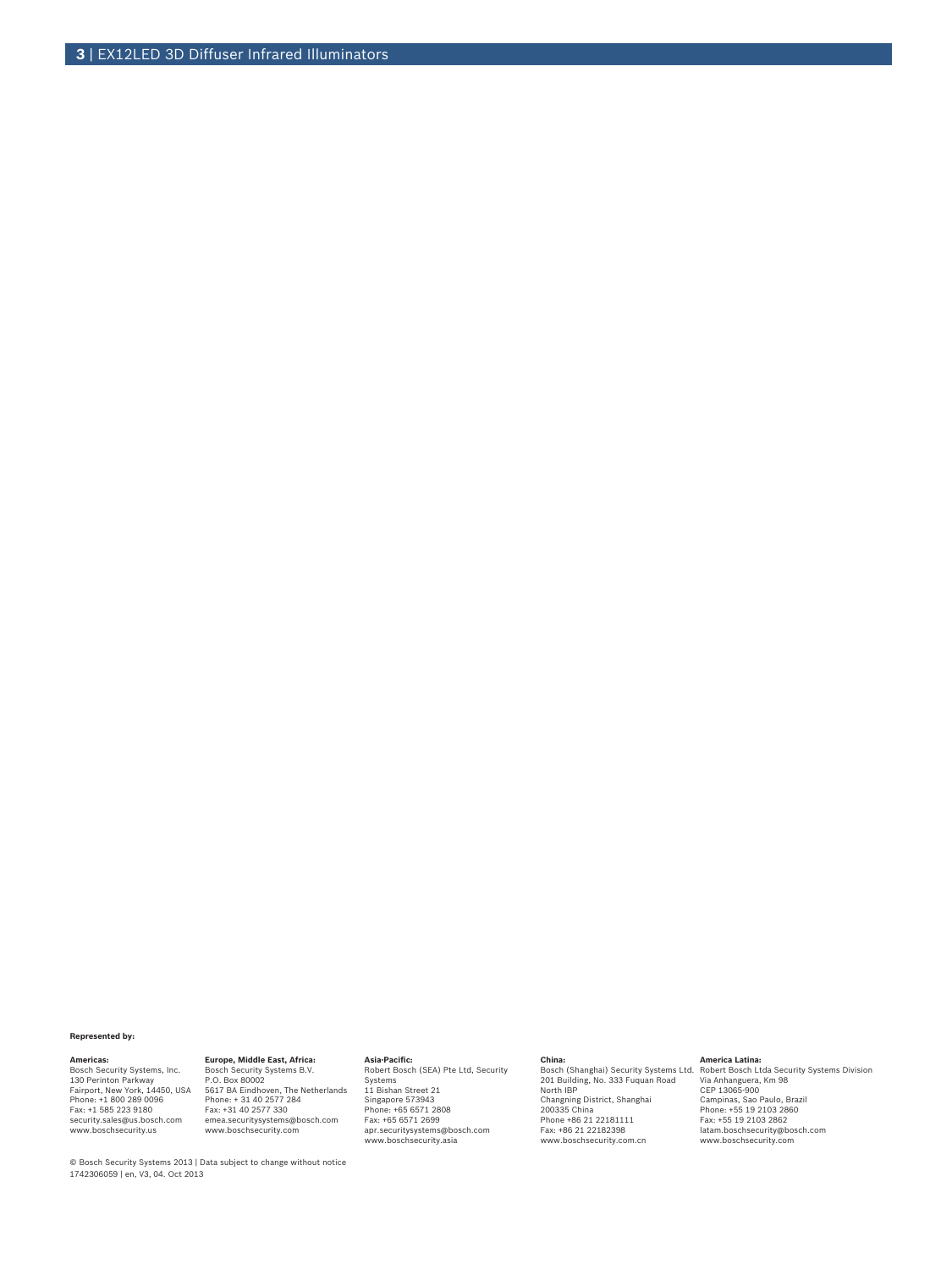**Represented by:**

**Americas:**
Bosch Security Systems, Inc.
130 Perinton Parkway
Fairport, New York, 14450, USA
Phone: +1 800 289 0096
Fax: +1 585 223 9180
security.sales@us.bosch.com
www.boschsecurity.us

**Europe, Middle East, Africa:**
Bosch Security Systems B.V.
P.O. Box 80002
5617 BA Eindhoven, The Netherlands
Phone: + 31 40 2577 284
Fax: +31 40 2577 330
emea.securitysystems@bosch.com
www.boschsecurity.com

**Asia-Pacific:**
Robert Bosch (SEA) Pte Ltd, Security Systems
11 Bishan Street 21
Singapore 573943
Phone: +65 6571 2808
Fax: +65 6571 2699
apr.securitysystems@bosch.com
www.boschsecurity.asia

**China:**
Bosch (Shanghai) Security Systems Ltd.
201 Building, No. 333 Fuquan Road
North IBP
Changning District, Shanghai
200335 China
Phone +86 21 22181111
Fax: +86 21 22182398
www.boschsecurity.com.cn

**America Latina:**
Robert Bosch Ltda Security Systems Division
Via Anhanguera, Km 98
CEP 13065-900
Campinas, Sao Paulo, Brazil
Phone: +55 19 2103 2860
Fax: +55 19 2103 2862
latam.boschsecurity@bosch.com
www.boschsecurity.com

© Bosch Security Systems 2013 | Data subject to change without notice
1742306059 | en, V3, 04. Oct 2013